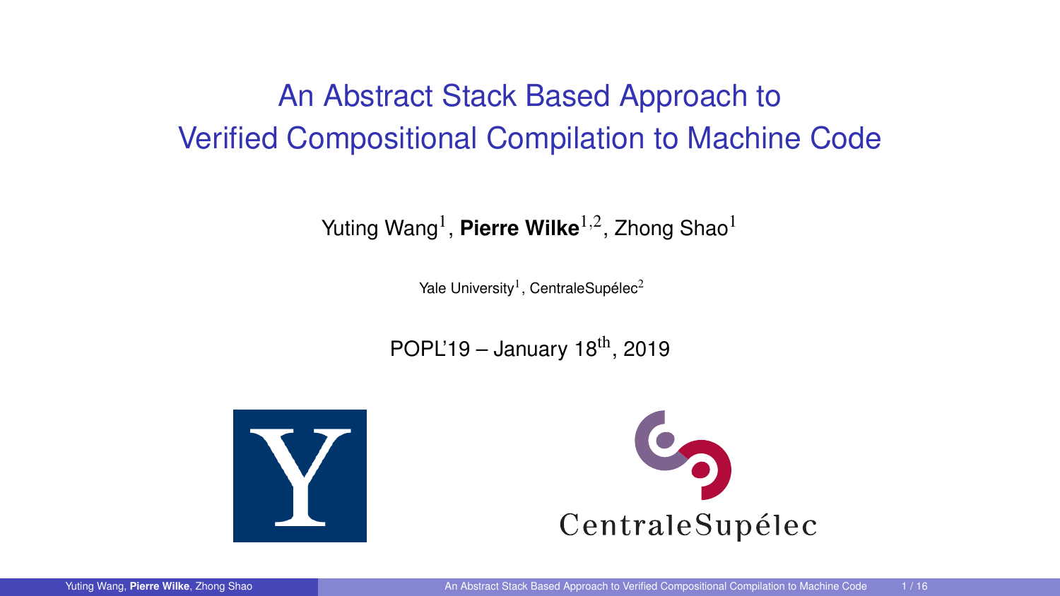# An Abstract Stack Based Approach to Verified Compositional Compilation to Machine Code

Yuting Wang[1], **Pierre Wilke**[1,2], Zhong Shao[1]

Yale University[1], CentraleSupélec[2]

POPL'19 – January 18$^{\text{th}}$, 2019

CentraleSupélec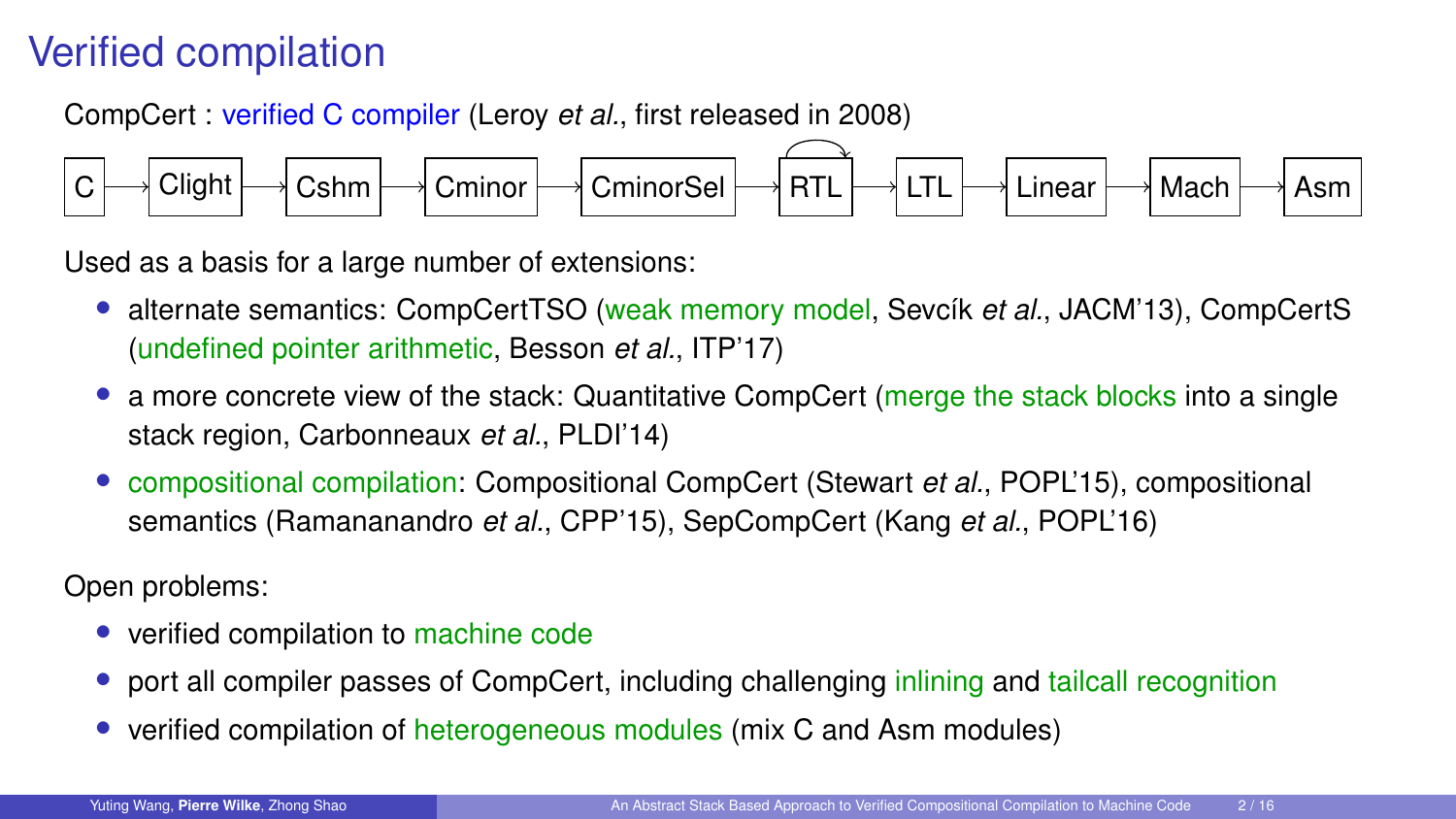# Verified compilation

CompCert : verified C compiler (Leroy *et al.*, first released in 2008)

C → Clight → Cshm → Cminor → CminorSel → RTL → LTL → Linear → Mach → Asm

Used as a basis for a large number of extensions:

- alternate semantics: CompCertTSO (weak memory model, Sevcík *et al.*, JACM'13), CompCertS (undefined pointer arithmetic, Besson *et al.*, ITP'17)
- a more concrete view of the stack: Quantitative CompCert (merge the stack blocks into a single stack region, Carbonneaux *et al.*, PLDI'14)
- compositional compilation: Compositional CompCert (Stewart *et al.*, POPL'15), compositional semantics (Ramananandro *et al.*, CPP'15), SepCompCert (Kang *et al.*, POPL'16)

Open problems:

- verified compilation to machine code
- port all compiler passes of CompCert, including challenging inlining and tailcall recognition
- verified compilation of heterogeneous modules (mix C and Asm modules)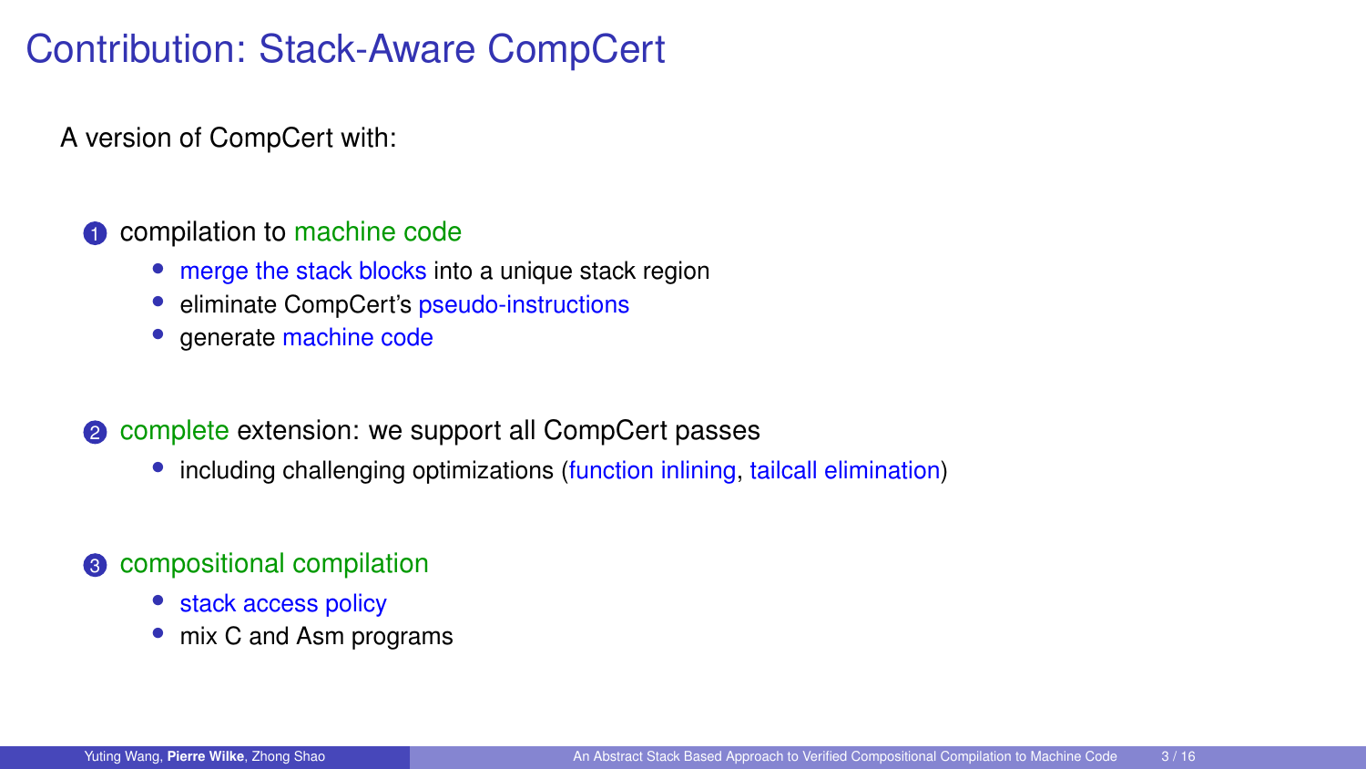# Contribution: Stack-Aware CompCert

A version of CompCert with:

1. compilation to machine code
   - merge the stack blocks into a unique stack region
   - eliminate CompCert's pseudo-instructions
   - generate machine code

2. complete extension: we support all CompCert passes
   - including challenging optimizations (function inlining, tailcall elimination)

3. compositional compilation
   - stack access policy
   - mix C and Asm programs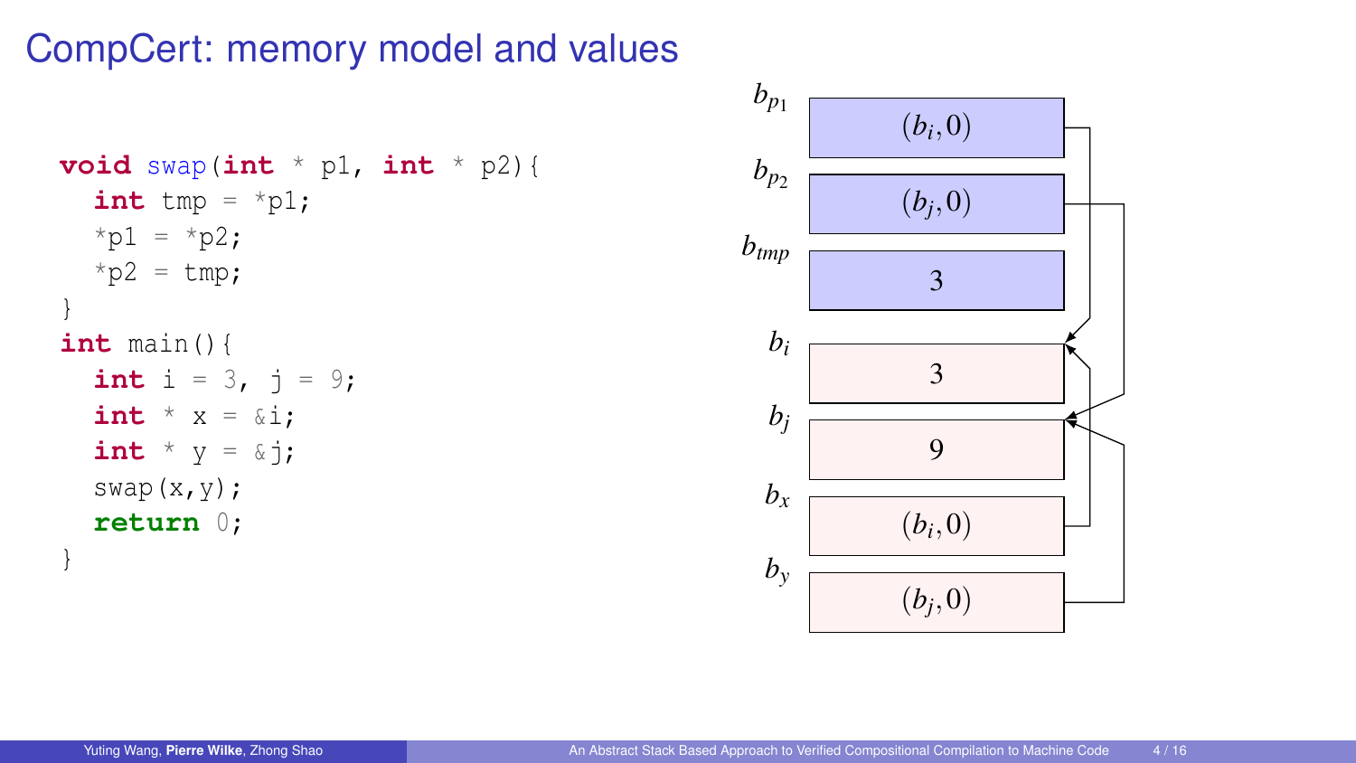# CompCert: memory model and values

```c
void swap(int * p1, int * p2){
  int tmp = *p1;
  *p1 = *p2;
  *p2 = tmp;
}
int main(){
  int i = 3, j = 9;
  int * x = &i;
  int * y = &j;
  swap(x,y);
  return 0;
}
```

$b_{p_1}$ $(b_i, 0)$

$b_{p_2}$ $(b_j, 0)$

$b_{tmp}$ 3

$b_i$ 3

$b_j$ 9

$b_x$ $(b_i, 0)$

$b_y$ $(b_j, 0)$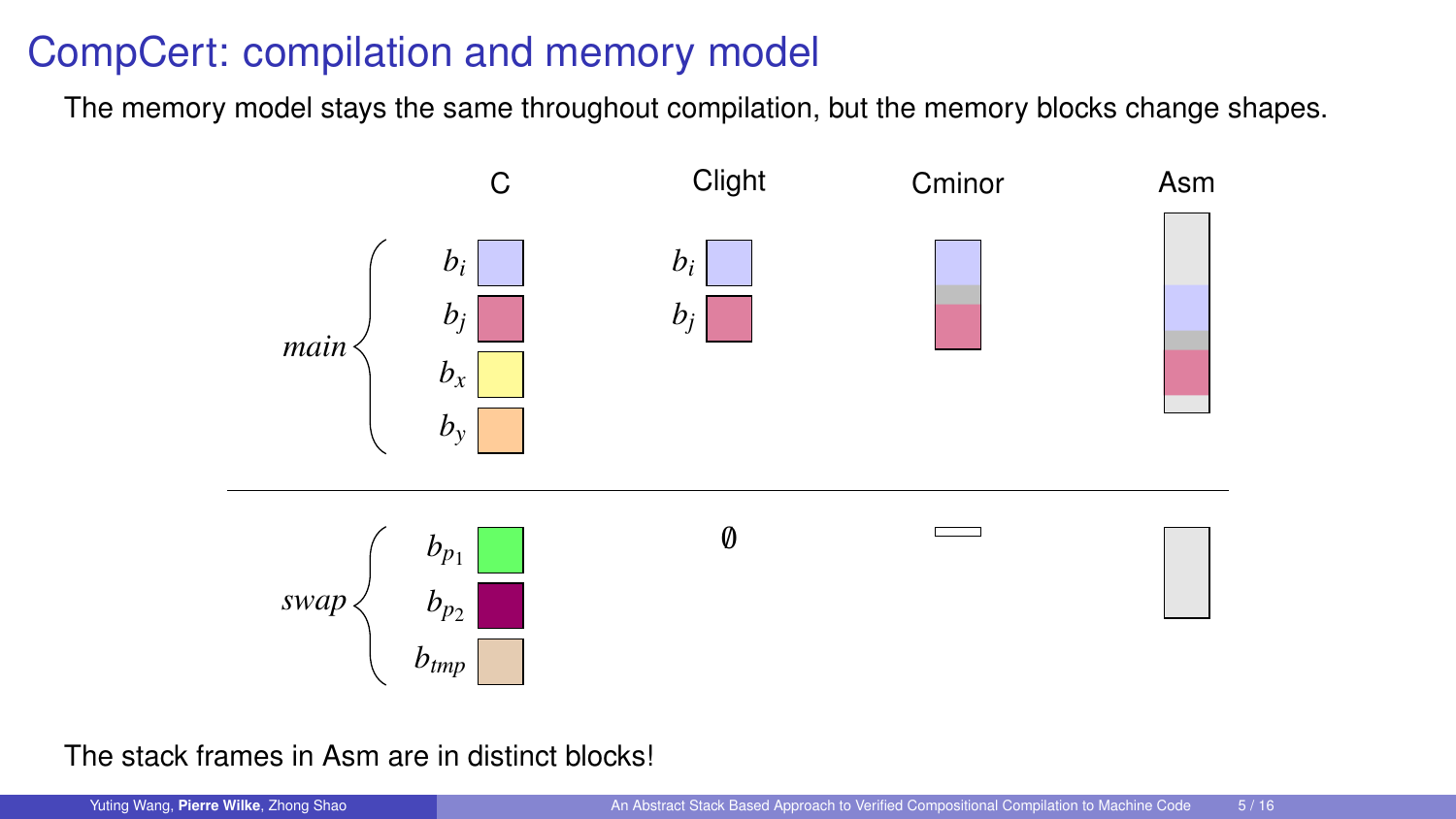# CompCert: compilation and memory model

The memory model stays the same throughout compilation, but the memory blocks change shapes.

C | Clight | Cminor | Asm

*main*: $b_i$, $b_j$, $b_x$, $b_y$ | $b_i$, $b_j$

*swap*: $b_{p_1}$, $b_{p_2}$, $b_{tmp}$ | $\emptyset$

The stack frames in Asm are in distinct blocks!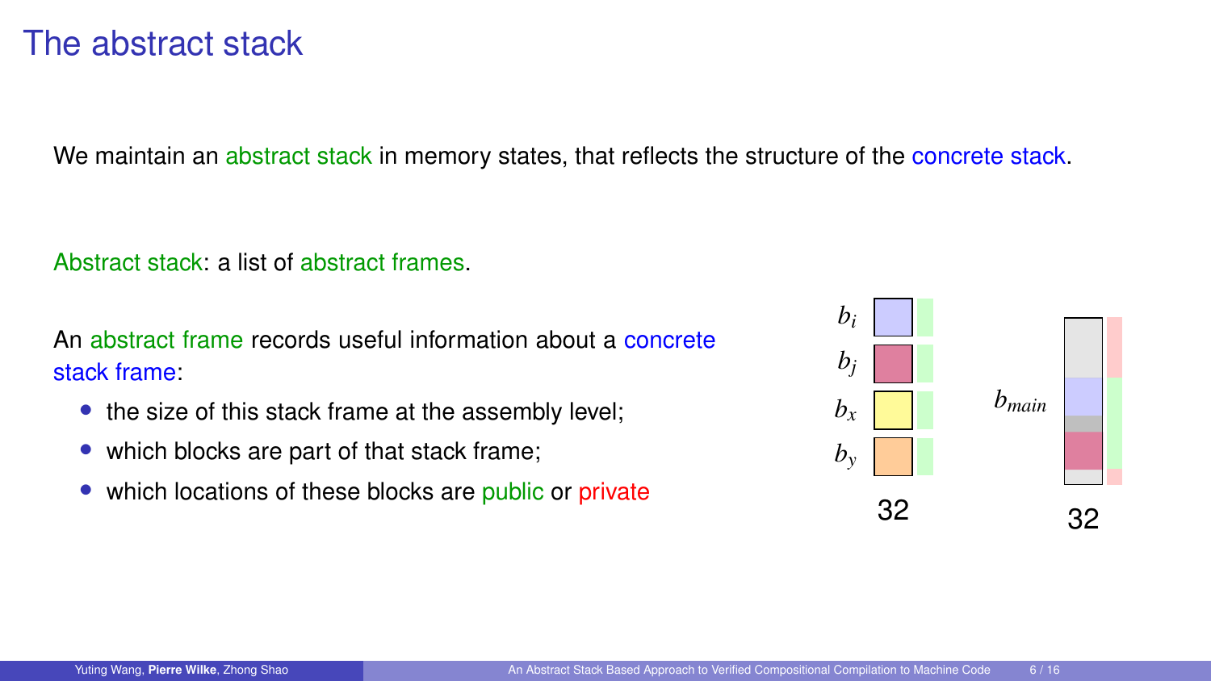# The abstract stack

We maintain an abstract stack in memory states, that reflects the structure of the concrete stack.

Abstract stack: a list of abstract frames.

An abstract frame records useful information about a concrete stack frame:

- the size of this stack frame at the assembly level;
- which blocks are part of that stack frame;
- which locations of these blocks are public or private

$b_i$

$b_j$

$b_x$

$b_y$

32

$b_{main}$

32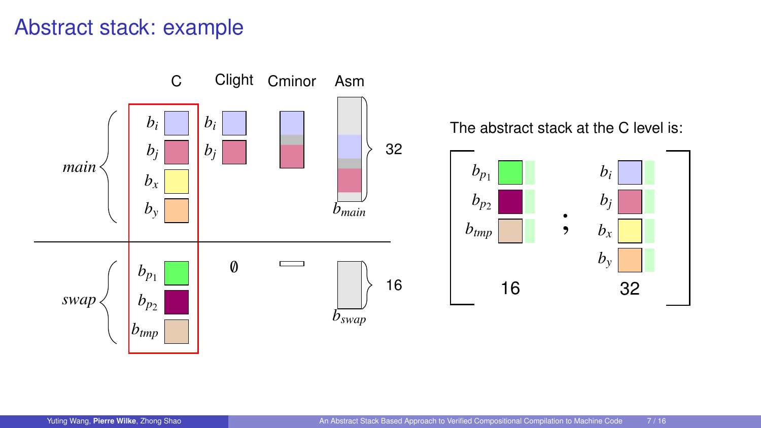# Abstract stack: example

C Clight Cminor Asm

*main*

$b_i$ $b_j$ $b_x$ $b_y$

$b_i$ $b_j$

32

$b_{main}$

*swap*

$b_{p_1}$ $b_{p_2}$ $b_{tmp}$

$\emptyset$

16

$b_{swap}$

The abstract stack at the C level is:

$$\left[ \begin{array}{c} b_{p_1} \\ b_{p_2} \\ b_{tmp} \\ 16 \end{array} ; \begin{array}{c} b_i \\ b_j \\ b_x \\ b_y \\ 32 \end{array} \right]$$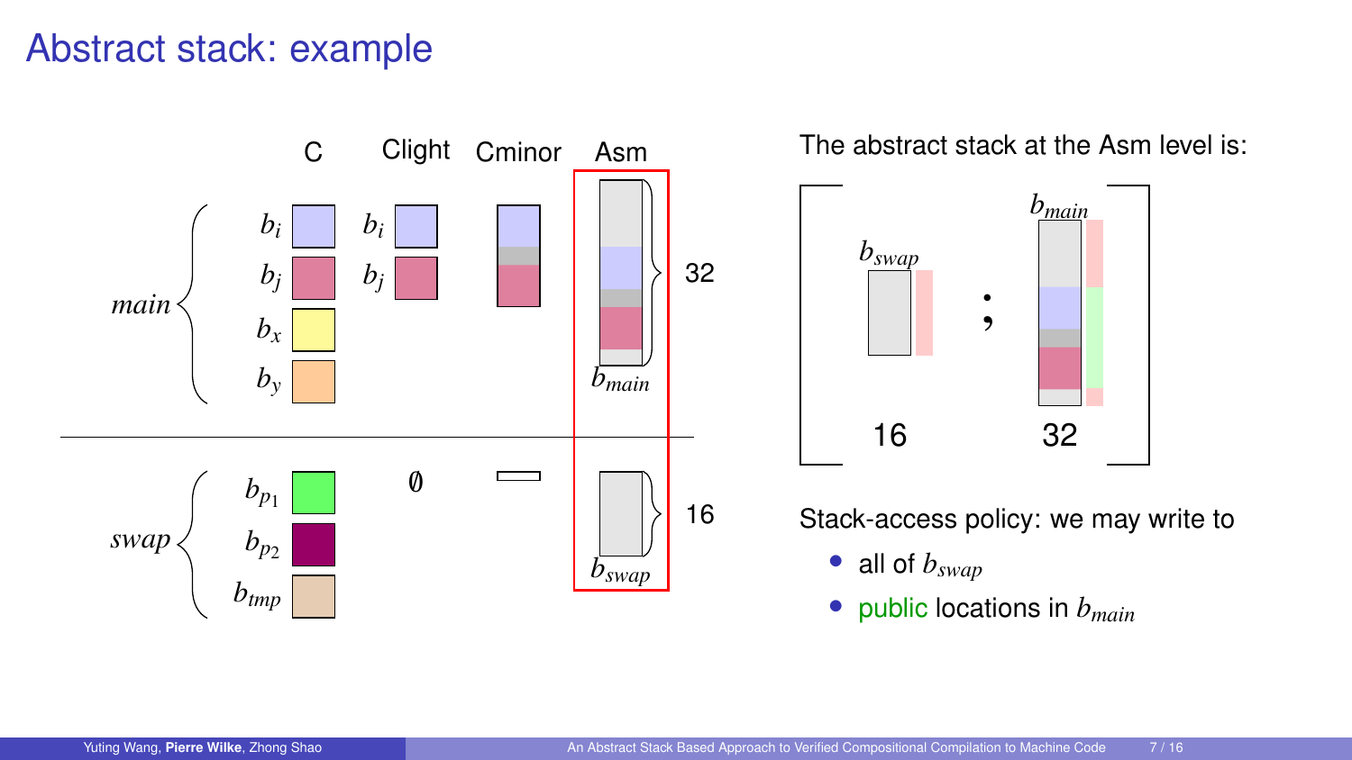# Abstract stack: example

C Clight Cminor Asm

$main$: $b_i$, $b_j$, $b_x$, $b_y$ | $b_i$, $b_j$ | | $b_{main}$ 32

$swap$: $b_{p_1}$, $b_{p_2}$, $b_{tmp}$ | $\emptyset$ | | $b_{swap}$ 16

The abstract stack at the Asm level is:

$$\left[ b_{swap} \; ; \; b_{main} \right]$$

16 32

Stack-access policy: we may write to

- all of $b_{swap}$
- public locations in $b_{main}$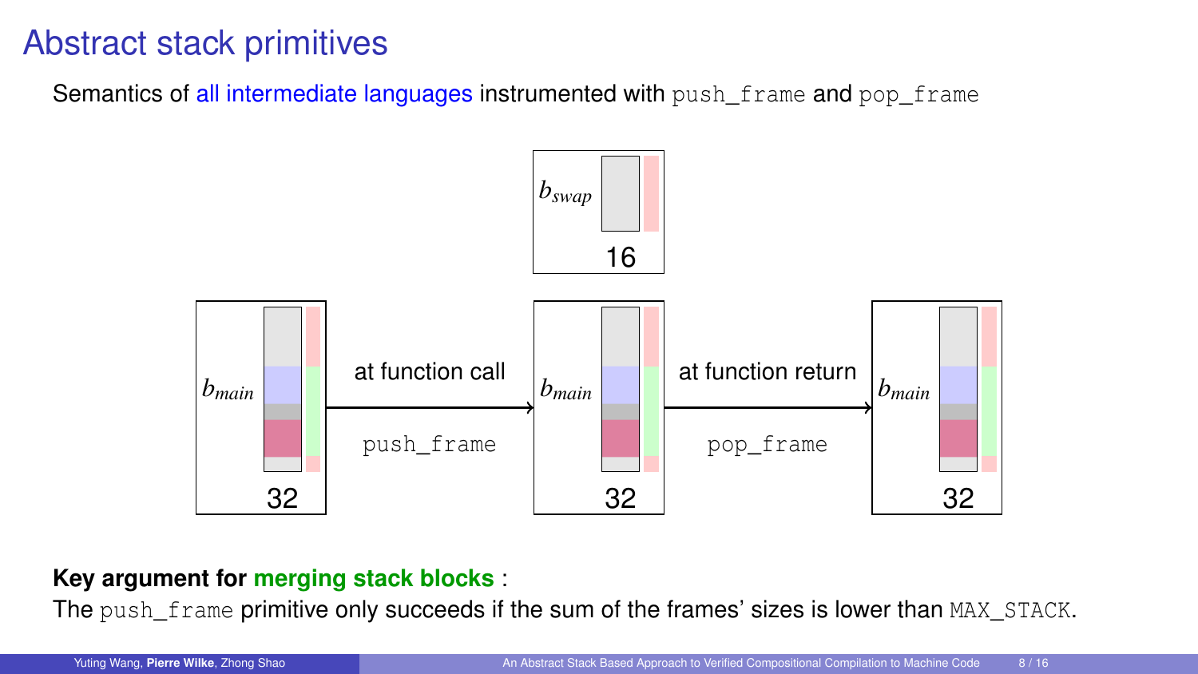# Abstract stack primitives

Semantics of all intermediate languages instrumented with `push_frame` and `pop_frame`

$b_{swap}$

16

$b_{main}$

32

at function call

push_frame

$b_{main}$

32

at function return

pop_frame

$b_{main}$

32

**Key argument for merging stack blocks** :

The `push_frame` primitive only succeeds if the sum of the frames' sizes is lower than `MAX_STACK`.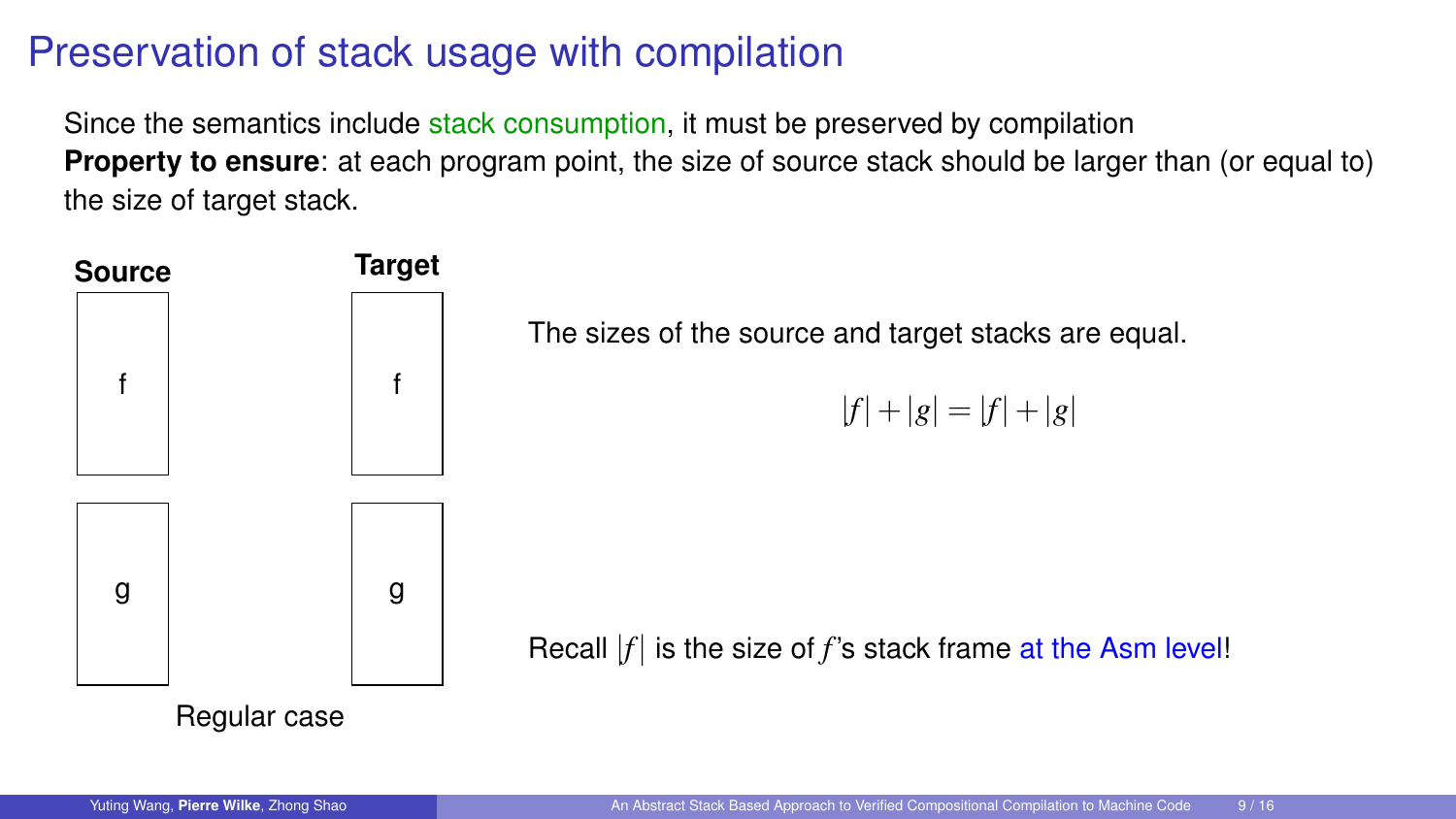# Preservation of stack usage with compilation

Since the semantics include stack consumption, it must be preserved by compilation

**Property to ensure**: at each program point, the size of source stack should be larger than (or equal to) the size of target stack.

**Source**

f

g

**Target**

f

g

Regular case

The sizes of the source and target stacks are equal.

$$|f| + |g| = |f| + |g|$$

Recall $|f|$ is the size of $f$'s stack frame at the Asm level!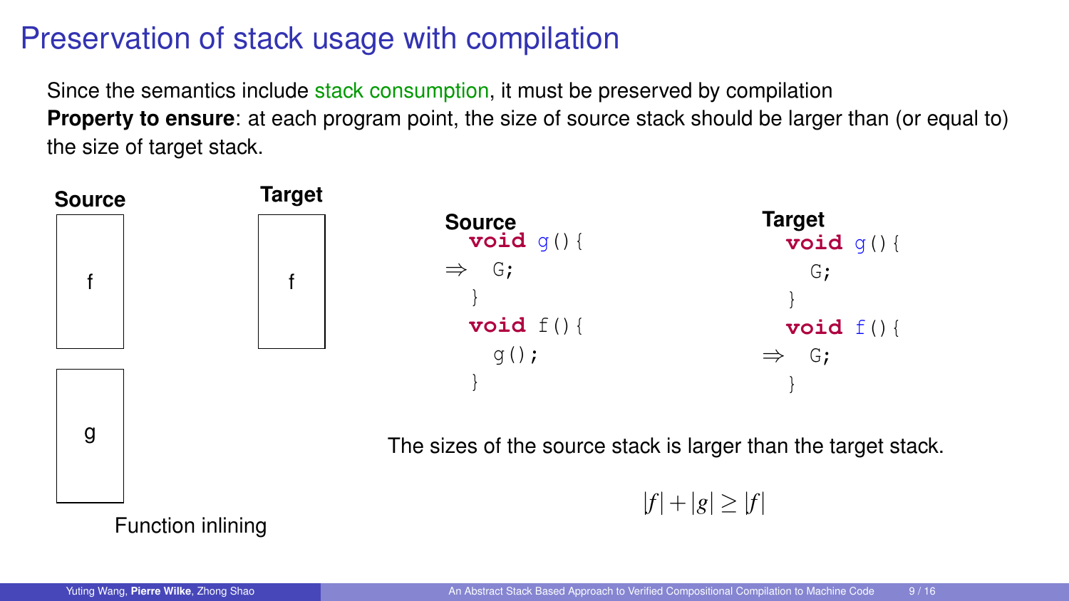# Preservation of stack usage with compilation

Since the semantics include stack consumption, it must be preserved by compilation

**Property to ensure**: at each program point, the size of source stack should be larger than (or equal to) the size of target stack.

**Source**

f

g

**Target**

f

Function inlining

**Source**

```
  void g(){
⇒   G;
  }
  void f(){
    g();
  }
```

**Target**

```
  void g(){
    G;
  }
  void f(){
⇒   G;
  }
```

The sizes of the source stack is larger than the target stack.

$$|f| + |g| \geq |f|$$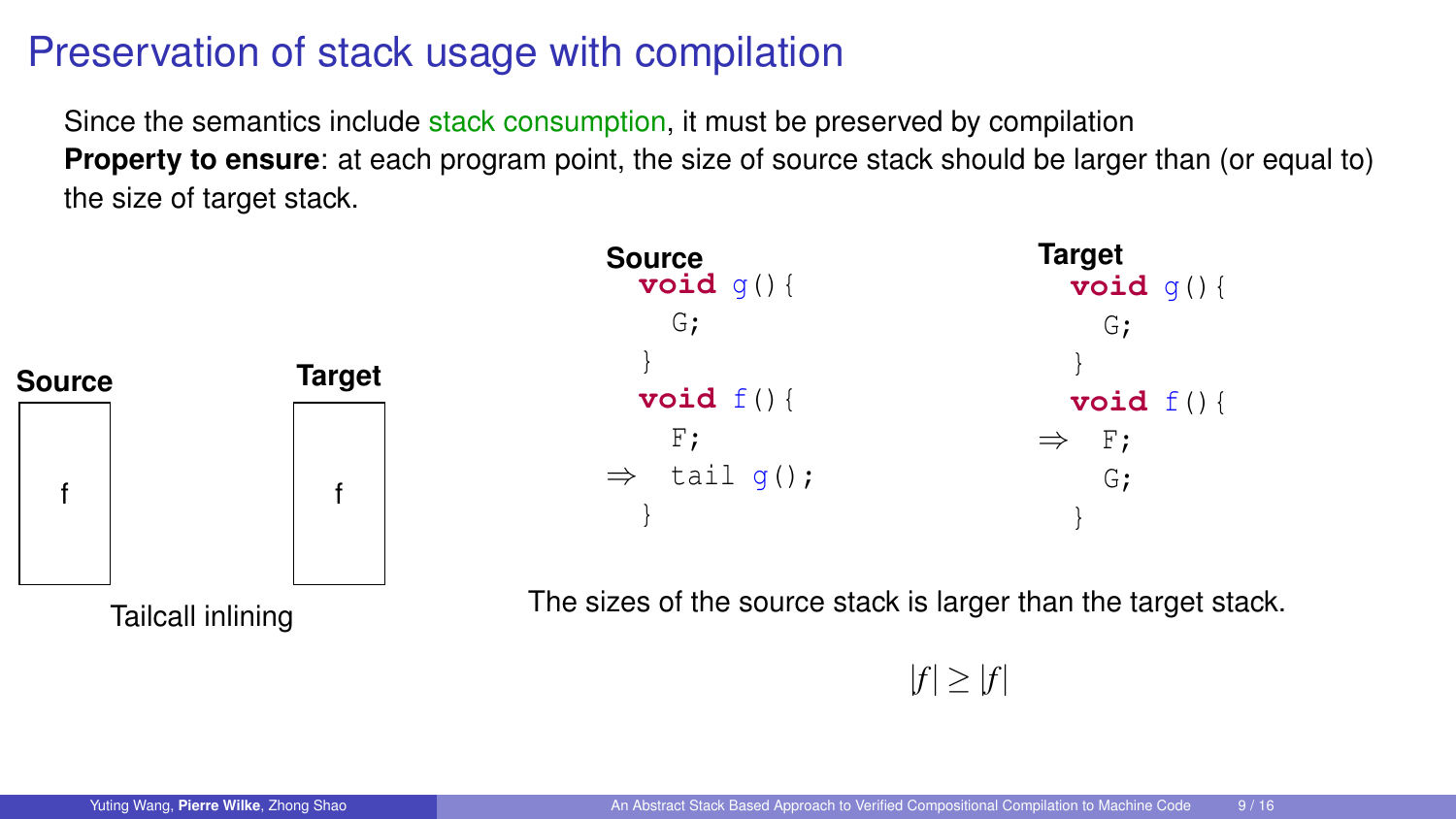# Preservation of stack usage with compilation

Since the semantics include stack consumption, it must be preserved by compilation

**Property to ensure**: at each program point, the size of source stack should be larger than (or equal to) the size of target stack.

**Source**

f

**Target**

f

Tailcall inlining

**Source**

```
void g(){
  G;
}
void f(){
  F;
⇒ tail g();
}
```

**Target**

```
void g(){
  G;
}
void f(){
⇒ F;
  G;
}
```

The sizes of the source stack is larger than the target stack.

$$|f| \geq |f|$$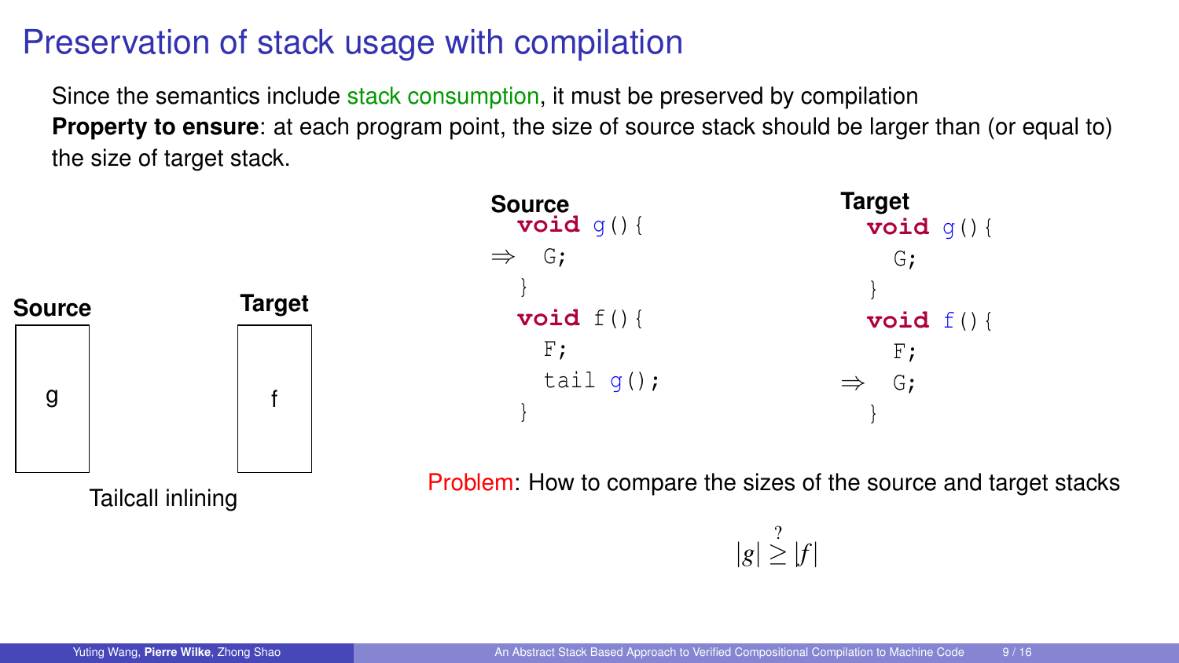# Preservation of stack usage with compilation

Since the semantics include stack consumption, it must be preserved by compilation

**Property to ensure**: at each program point, the size of source stack should be larger than (or equal to) the size of target stack.

**Source** | **Target**

g | f

Tailcall inlining

**Source**

```
  void g(){
⇒   G;
  }
  void f(){
    F;
    tail g();
  }
```

**Target**

```
  void g(){
    G;
  }
  void f(){
    F;
⇒   G;
  }
```

Problem: How to compare the sizes of the source and target stacks

$$|g| \overset{?}{\geq} |f|$$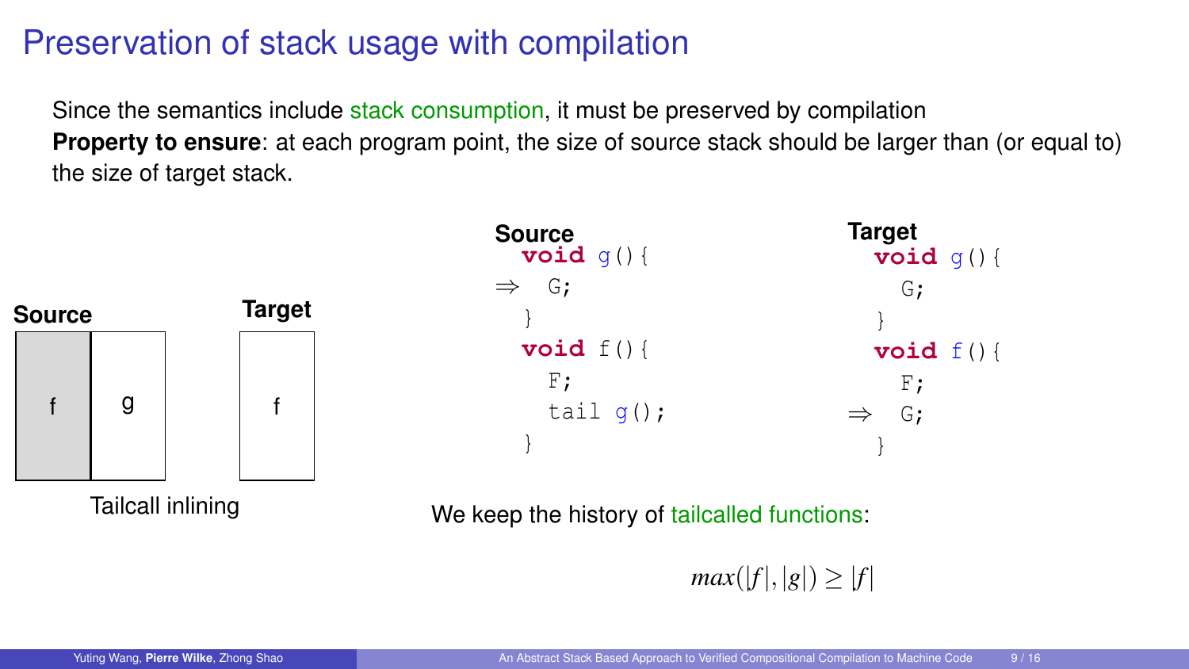# Preservation of stack usage with compilation

Since the semantics include stack consumption, it must be preserved by compilation

**Property to ensure**: at each program point, the size of source stack should be larger than (or equal to) the size of target stack.

**Source**

| f | g |
|---|---|

**Target**

| f |
|---|

Tailcall inlining

**Source**

```
  void g(){
⇒   G;
  }
  void f(){
    F;
    tail g();
  }
```

**Target**

```
  void g(){
    G;
  }
  void f(){
    F;
⇒   G;
  }
```

We keep the history of tailcalled functions:

$$max(|f|, |g|) \geq |f|$$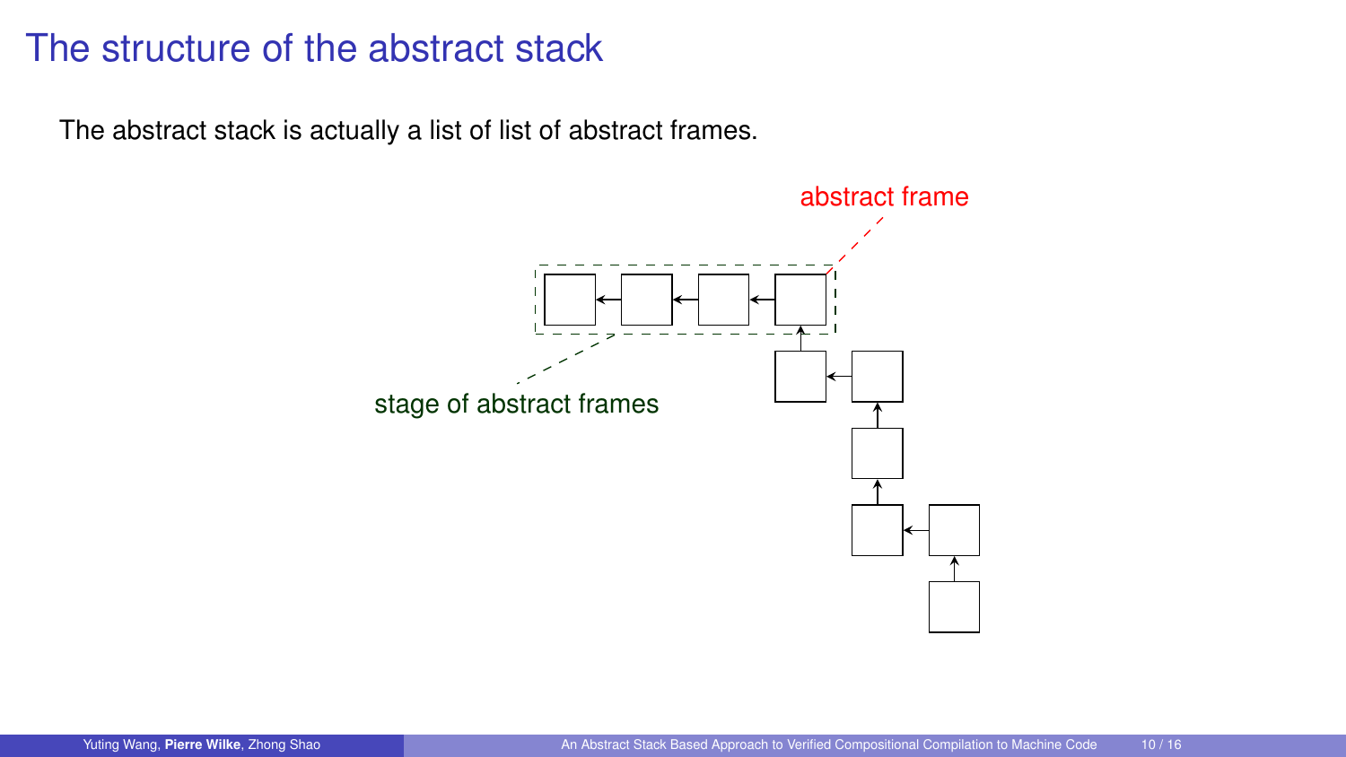# The structure of the abstract stack

The abstract stack is actually a list of list of abstract frames.

abstract frame

stage of abstract frames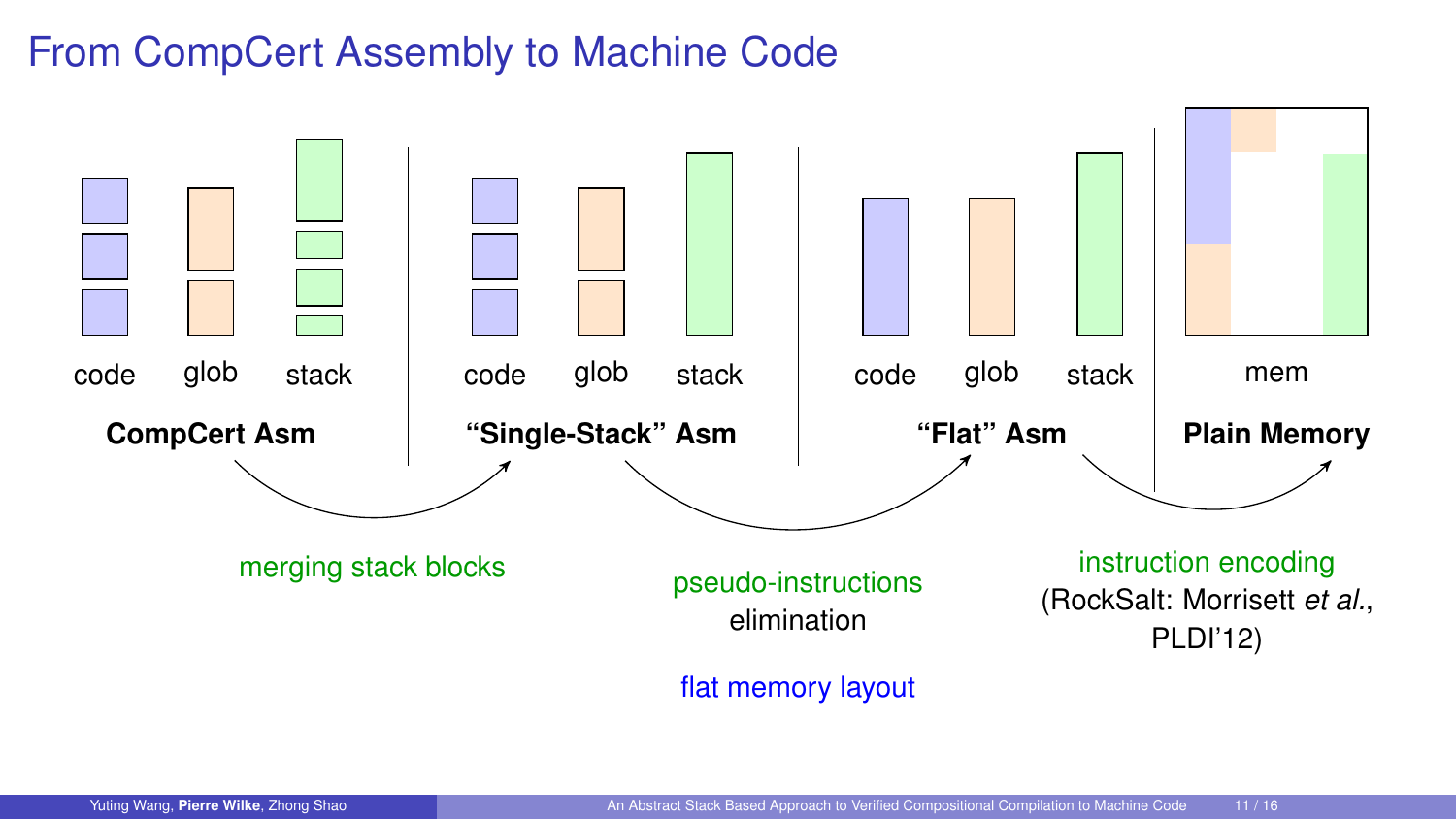# From CompCert Assembly to Machine Code

code glob stack

**CompCert Asm**

code glob stack

**"Single-Stack" Asm**

code glob stack

**"Flat" Asm**

mem

**Plain Memory**

merging stack blocks

pseudo-instructions elimination

flat memory layout

instruction encoding (RockSalt: Morrisett *et al.*, PLDI'12)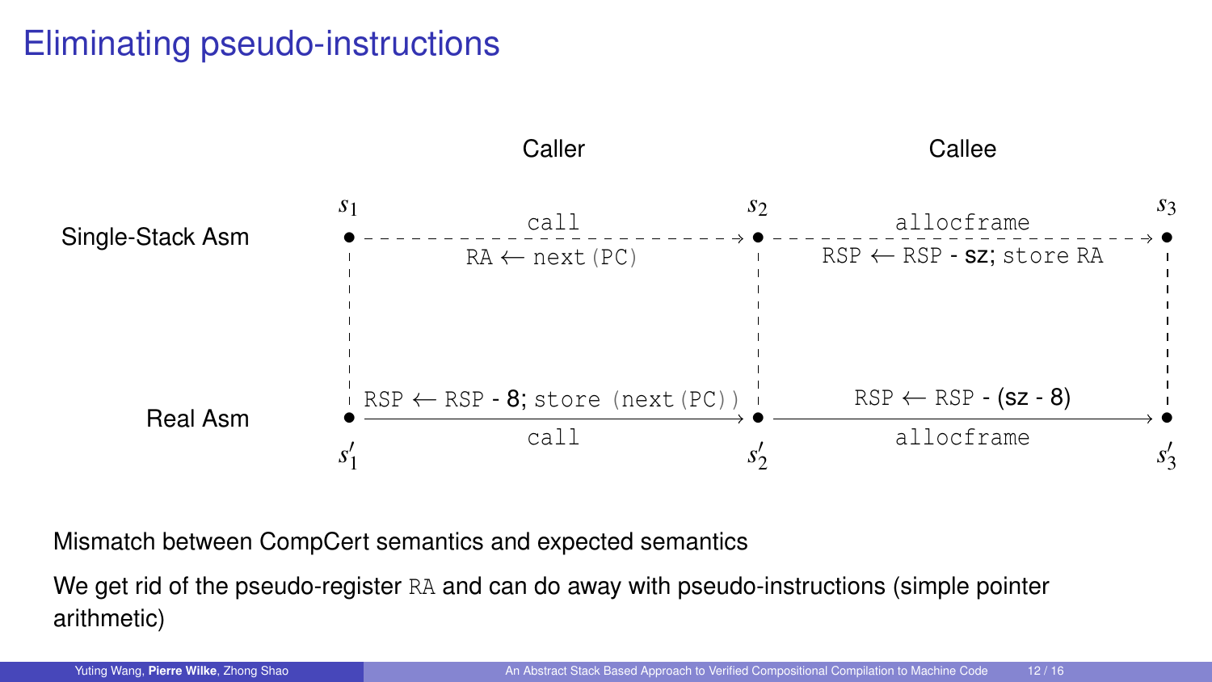# Eliminating pseudo-instructions

Caller

Callee

Single-Stack Asm

$s_1$

call

RA ← next(PC)

$s_2$

allocframe

RSP ← RSP - sz; store RA

$s_3$

Real Asm

RSP ← RSP - 8; store (next(PC))

call

$s'_1$

$s'_2$

RSP ← RSP - (sz - 8)

allocframe

$s'_3$

Mismatch between CompCert semantics and expected semantics

We get rid of the pseudo-register RA and can do away with pseudo-instructions (simple pointer arithmetic)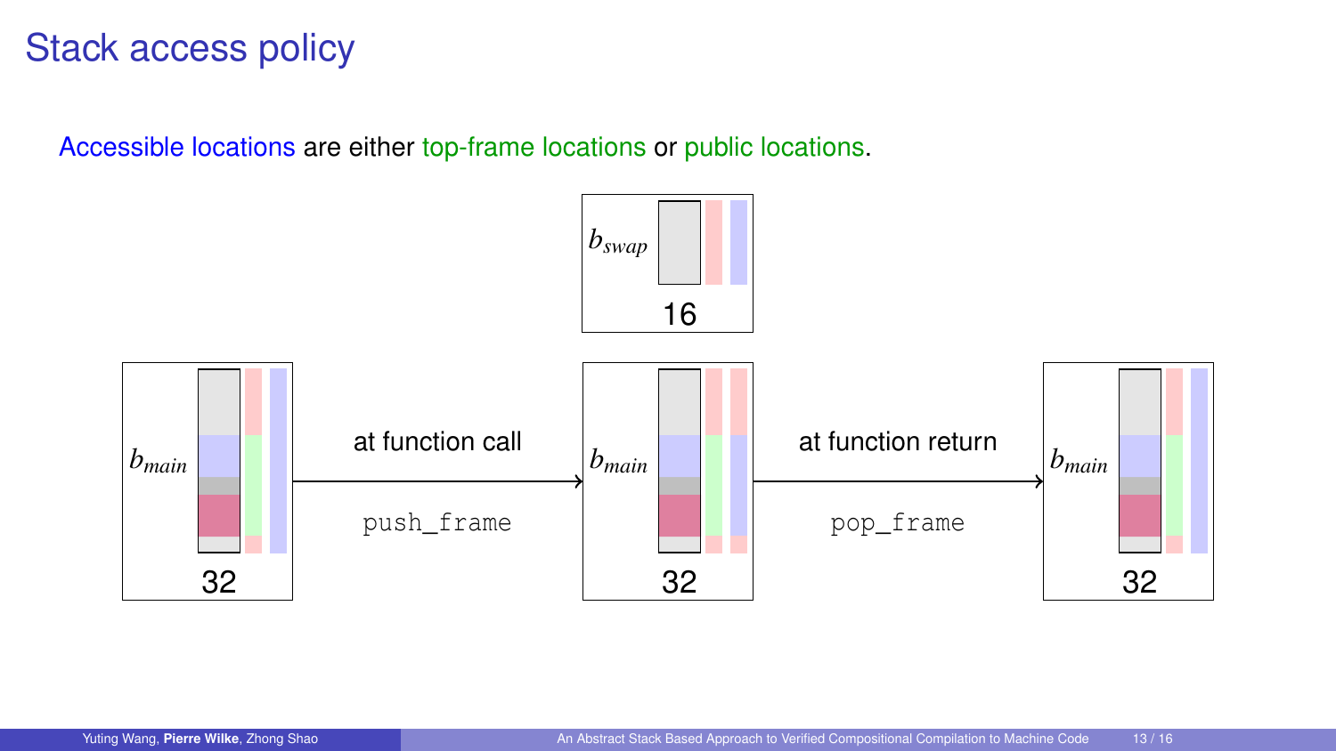# Stack access policy

Accessible locations are either top-frame locations or public locations.

$b_{swap}$

16

$b_{main}$

32

at function call

push_frame

$b_{main}$

32

at function return

pop_frame

$b_{main}$

32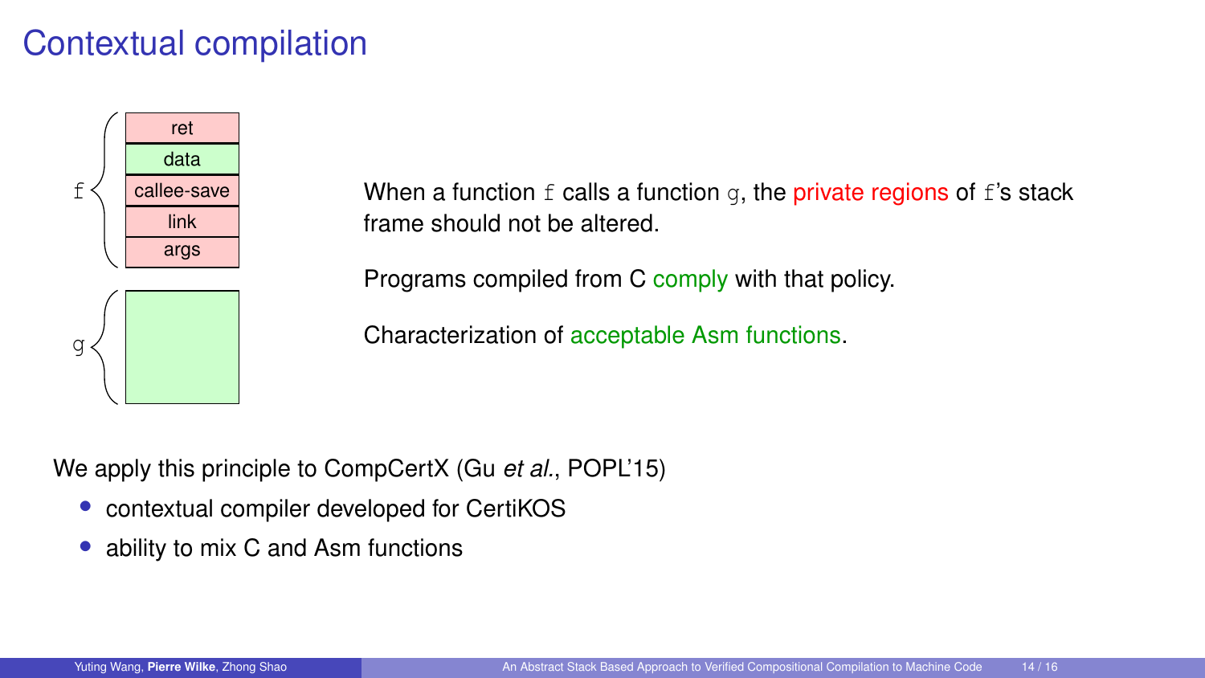# Contextual compilation

f

| |
|---|
| ret |
| data |
| callee-save |
| link |
| args |

g

When a function `f` calls a function `g`, the private regions of `f`'s stack frame should not be altered.

Programs compiled from C comply with that policy.

Characterization of acceptable Asm functions.

We apply this principle to CompCertX (Gu *et al.*, POPL'15)

- contextual compiler developed for CertiKOS
- ability to mix C and Asm functions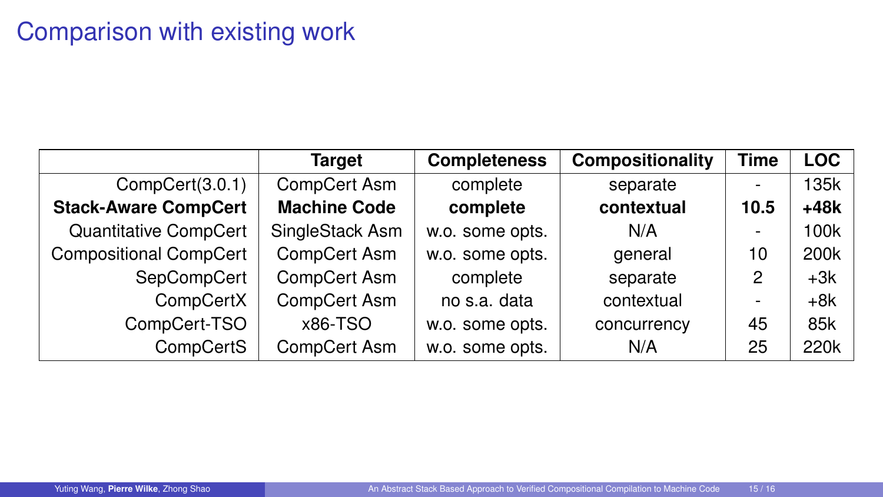# Comparison with existing work

| | **Target** | **Completeness** | **Compositionality** | **Time** | **LOC** |
|---|---|---|---|---|---|
| CompCert(3.0.1) | CompCert Asm | complete | separate | - | 135k |
| **Stack-Aware CompCert** | **Machine Code** | **complete** | **contextual** | **10.5** | **+48k** |
| Quantitative CompCert | SingleStack Asm | w.o. some opts. | N/A | - | 100k |
| Compositional CompCert | CompCert Asm | w.o. some opts. | general | 10 | 200k |
| SepCompCert | CompCert Asm | complete | separate | 2 | +3k |
| CompCertX | CompCert Asm | no s.a. data | contextual | - | +8k |
| CompCert-TSO | x86-TSO | w.o. some opts. | concurrency | 45 | 85k |
| CompCertS | CompCert Asm | w.o. some opts. | N/A | 25 | 220k |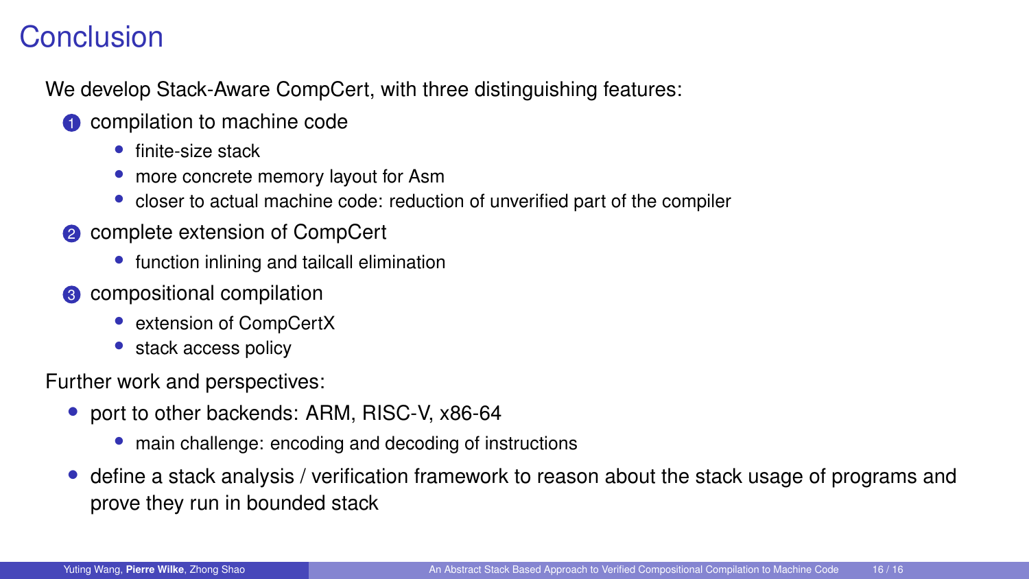# Conclusion

We develop Stack-Aware CompCert, with three distinguishing features:

1. compilation to machine code
   - finite-size stack
   - more concrete memory layout for Asm
   - closer to actual machine code: reduction of unverified part of the compiler
2. complete extension of CompCert
   - function inlining and tailcall elimination
3. compositional compilation
   - extension of CompCertX
   - stack access policy

Further work and perspectives:

- port to other backends: ARM, RISC-V, x86-64
  - main challenge: encoding and decoding of instructions
- define a stack analysis / verification framework to reason about the stack usage of programs and prove they run in bounded stack